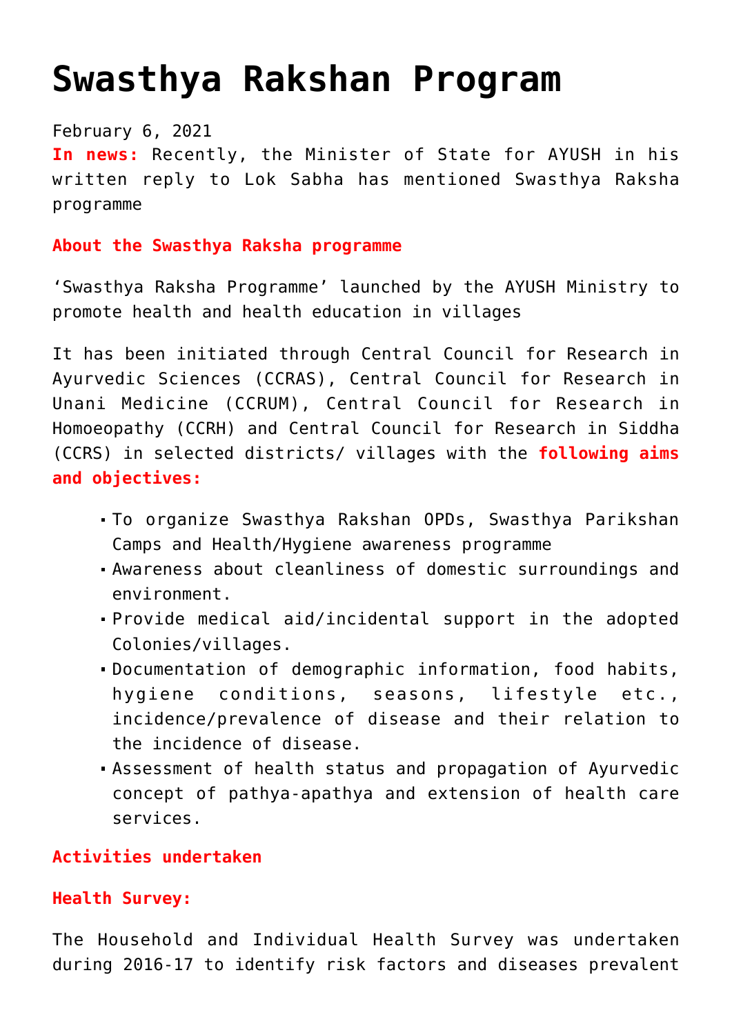# Swasthya Rakshan Program

February 6, 2021

**In news:** Recently, the Minister of State for AYUSH in his written reply to Lok Sabha has mentioned Swasthya Raksha programme

**About the Swasthya Raksha programme**

'Swasthya Raksha Programme' launched by the AYUSH Ministry to promote health and health education in villages

It has been initiated through Central Council for Research in Ayurvedic Sciences (CCRAS), Central Council for Research in Unani Medicine (CCRUM), Central Council for Research in Homoeopathy (CCRH) and Central Council for Research in Siddha (CCRS) in selected districts/ villages with the **following aims and objectives:**

- To organize Swasthya Rakshan OPDs, Swasthya Parikshan Camps and Health/Hygiene awareness programme
- Awareness about cleanliness of domestic surroundings and environment.
- Provide medical aid/incidental support in the adopted Colonies/villages.
- Documentation of demographic information, food habits, hygiene conditions, seasons, lifestyle etc., incidence/prevalence of disease and their relation to the incidence of disease.
- Assessment of health status and propagation of Ayurvedic concept of pathya-apathya and extension of health care services.

**Activities undertaken**

**Health Survey:**

The Household and Individual Health Survey was undertaken during 2016-17 to identify risk factors and diseases prevalent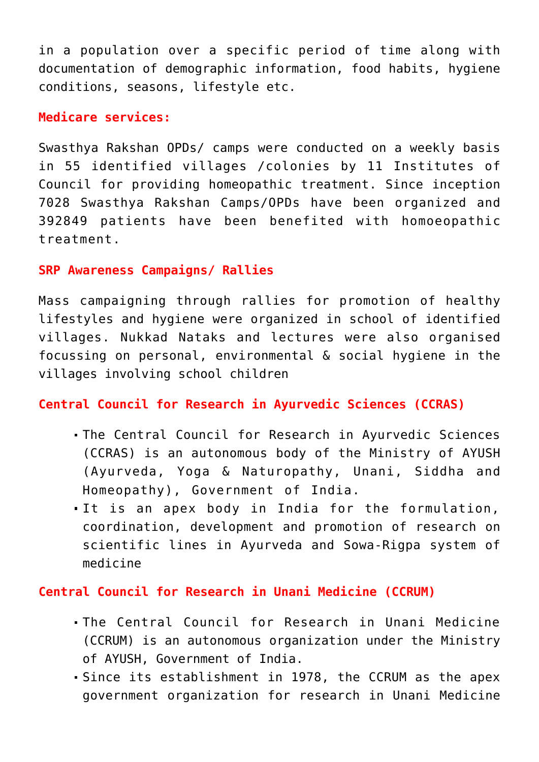in a population over a specific period of time along with documentation of demographic information, food habits, hygiene conditions, seasons, lifestyle etc.

**Medicare services:**

Swasthya Rakshan OPDs/ camps were conducted on a weekly basis in 55 identified villages /colonies by 11 Institutes of Council for providing homeopathic treatment. Since inception 7028 Swasthya Rakshan Camps/OPDs have been organized and 392849 patients have been benefited with homoeopathic treatment.

**SRP Awareness Campaigns/ Rallies**

Mass campaigning through rallies for promotion of healthy lifestyles and hygiene were organized in school of identified villages. Nukkad Nataks and lectures were also organised focussing on personal, environmental & social hygiene in the villages involving school children

**Central Council for Research in Ayurvedic Sciences (CCRAS)**

- The Central Council for Research in Ayurvedic Sciences (CCRAS) is an autonomous body of the Ministry of AYUSH (Ayurveda, Yoga & Naturopathy, Unani, Siddha and Homeopathy), Government of India.
- It is an apex body in India for the formulation, coordination, development and promotion of research on scientific lines in Ayurveda and Sowa-Rigpa system of medicine

**Central Council for Research in Unani Medicine (CCRUM)**

- The Central Council for Research in Unani Medicine (CCRUM) is an autonomous organization under the Ministry of AYUSH, Government of India.
- Since its establishment in 1978, the CCRUM as the apex government organization for research in Unani Medicine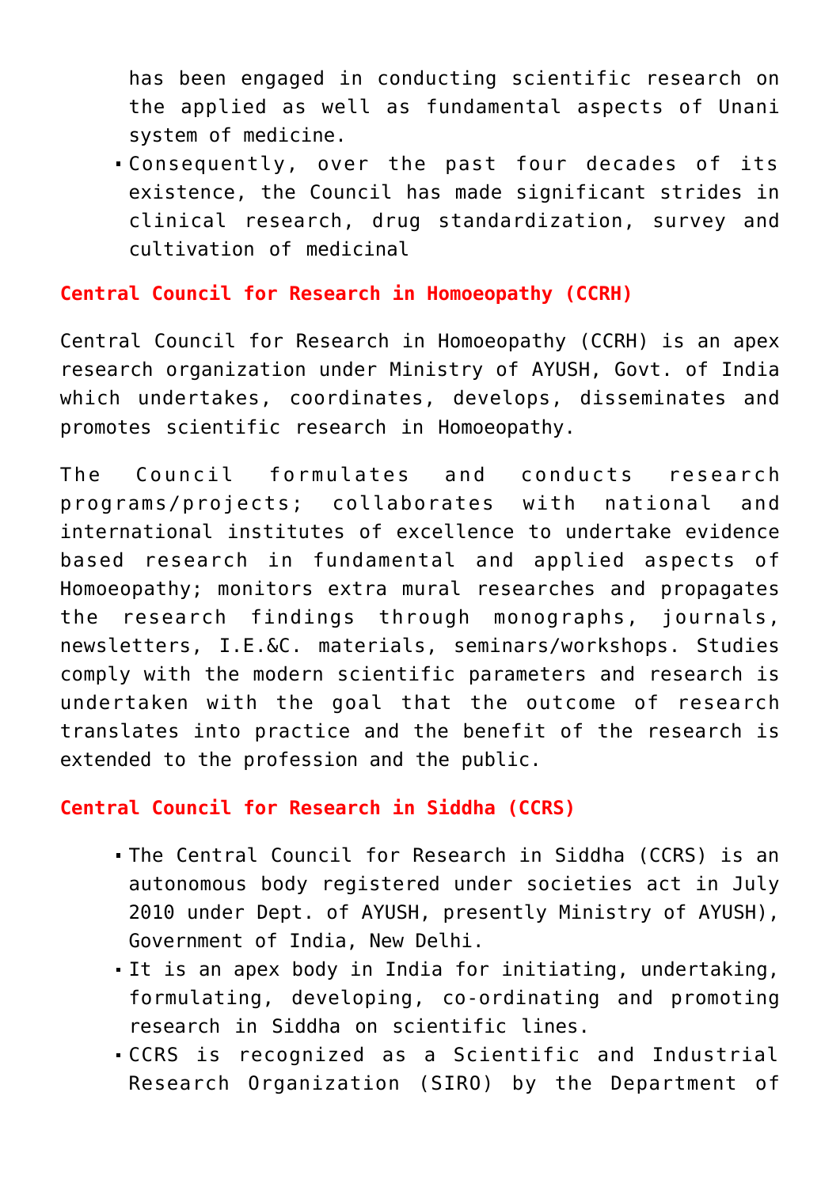has been engaged in conducting scientific research on the applied as well as fundamental aspects of Unani system of medicine.
- Consequently, over the past four decades of its existence, the Council has made significant strides in clinical research, drug standardization, survey and cultivation of medicinal

**Central Council for Research in Homoeopathy (CCRH)**

Central Council for Research in Homoeopathy (CCRH) is an apex research organization under Ministry of AYUSH, Govt. of India which undertakes, coordinates, develops, disseminates and promotes scientific research in Homoeopathy.

The Council formulates and conducts research programs/projects; collaborates with national and international institutes of excellence to undertake evidence based research in fundamental and applied aspects of Homoeopathy; monitors extra mural researches and propagates the research findings through monographs, journals, newsletters, I.E.&C. materials, seminars/workshops. Studies comply with the modern scientific parameters and research is undertaken with the goal that the outcome of research translates into practice and the benefit of the research is extended to the profession and the public.

**Central Council for Research in Siddha (CCRS)**

- The Central Council for Research in Siddha (CCRS) is an autonomous body registered under societies act in July 2010 under Dept. of AYUSH, presently Ministry of AYUSH), Government of India, New Delhi.
- It is an apex body in India for initiating, undertaking, formulating, developing, co-ordinating and promoting research in Siddha on scientific lines.
- CCRS is recognized as a Scientific and Industrial Research Organization (SIRO) by the Department of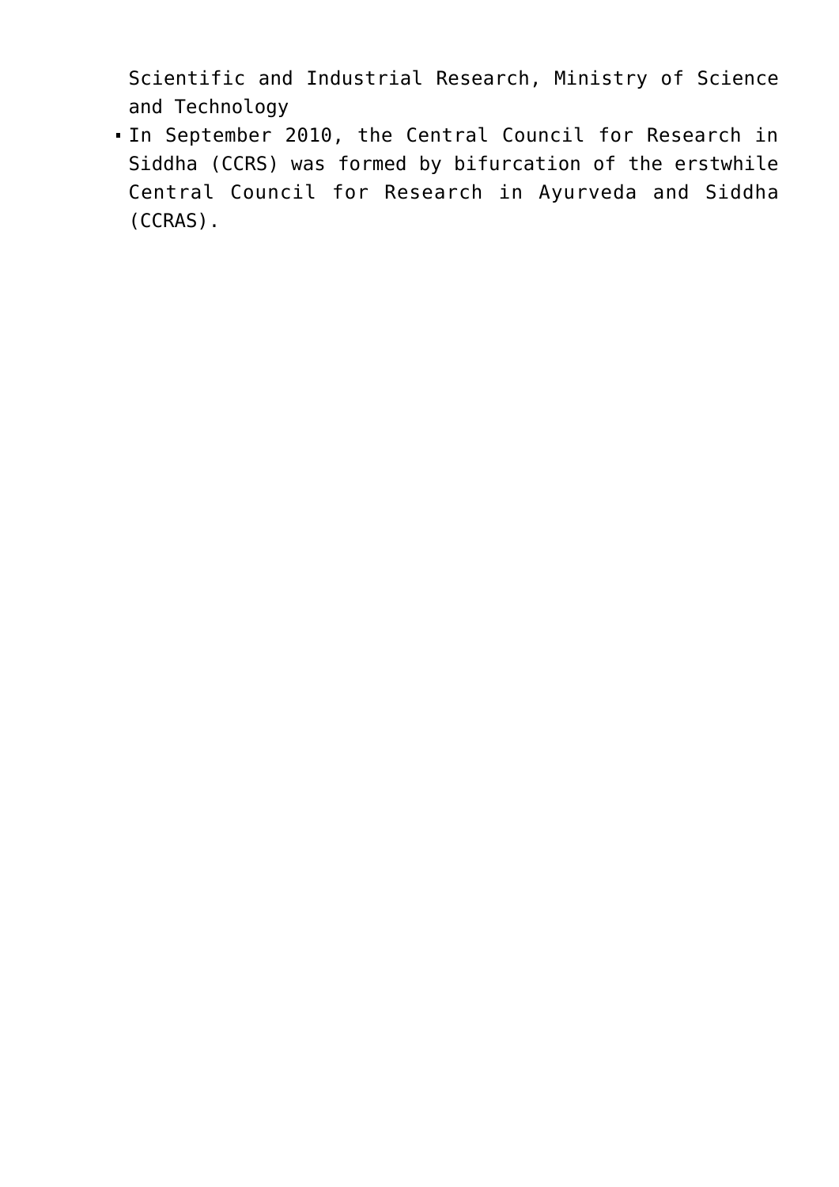Scientific and Industrial Research, Ministry of Science and Technology

- In September 2010, the Central Council for Research in Siddha (CCRS) was formed by bifurcation of the erstwhile Central Council for Research in Ayurveda and Siddha (CCRAS).